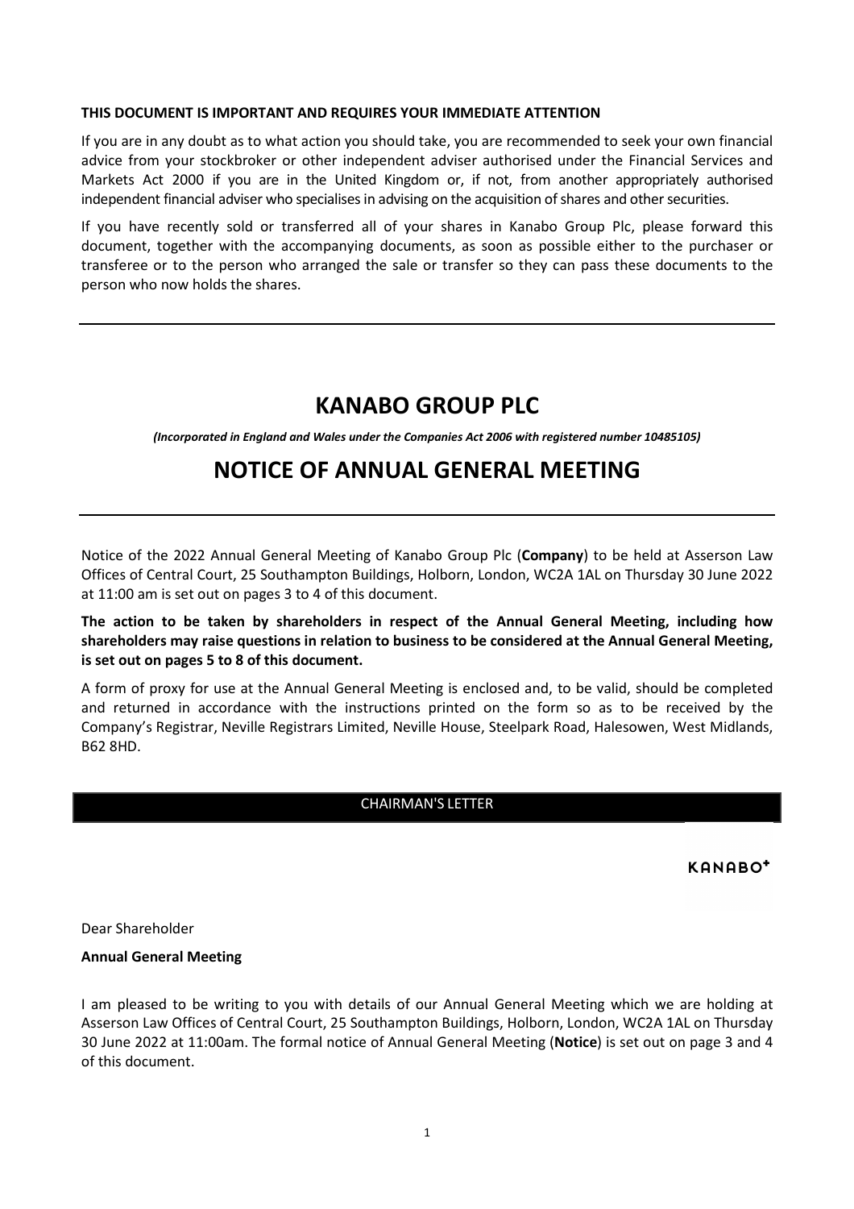**THIS DOCUMENT IS IMPORTANT AND REQUIRES YOUR IMMEDIATE ATTENTION**

If you are in any doubt as to what action you should take, you are recommended to seek your own financial advice from your stockbroker or other independent adviser authorised under the Financial Services and Markets Act 2000 if you are in the United Kingdom or, if not, from another appropriately authorised independent financial adviser who specialises in advising on the acquisition of shares and other securities.

If you have recently sold or transferred all of your shares in Kanabo Group Plc, please forward this document, together with the accompanying documents, as soon as possible either to the purchaser or transferee or to the person who arranged the sale or transfer so they can pass these documents to the person who now holds the shares.

---

# KANABO GROUP PLC

***(Incorporated in England and Wales under the Companies Act 2006 with registered number 10485105)***

# NOTICE OF ANNUAL GENERAL MEETING

---

Notice of the 2022 Annual General Meeting of Kanabo Group Plc (**Company**) to be held at Asserson Law Offices of Central Court, 25 Southampton Buildings, Holborn, London, WC2A 1AL on Thursday 30 June 2022 at 11:00 am is set out on pages 3 to 4 of this document.

**The action to be taken by shareholders in respect of the Annual General Meeting, including how shareholders may raise questions in relation to business to be considered at the Annual General Meeting, is set out on pages 5 to 8 of this document.**

A form of proxy for use at the Annual General Meeting is enclosed and, to be valid, should be completed and returned in accordance with the instructions printed on the form so as to be received by the Company's Registrar, Neville Registrars Limited, Neville House, Steelpark Road, Halesowen, West Midlands, B62 8HD.

## CHAIRMAN'S LETTER

KANABO+

Dear Shareholder

**Annual General Meeting**

I am pleased to be writing to you with details of our Annual General Meeting which we are holding at Asserson Law Offices of Central Court, 25 Southampton Buildings, Holborn, London, WC2A 1AL on Thursday 30 June 2022 at 11:00am. The formal notice of Annual General Meeting (**Notice**) is set out on page 3 and 4 of this document.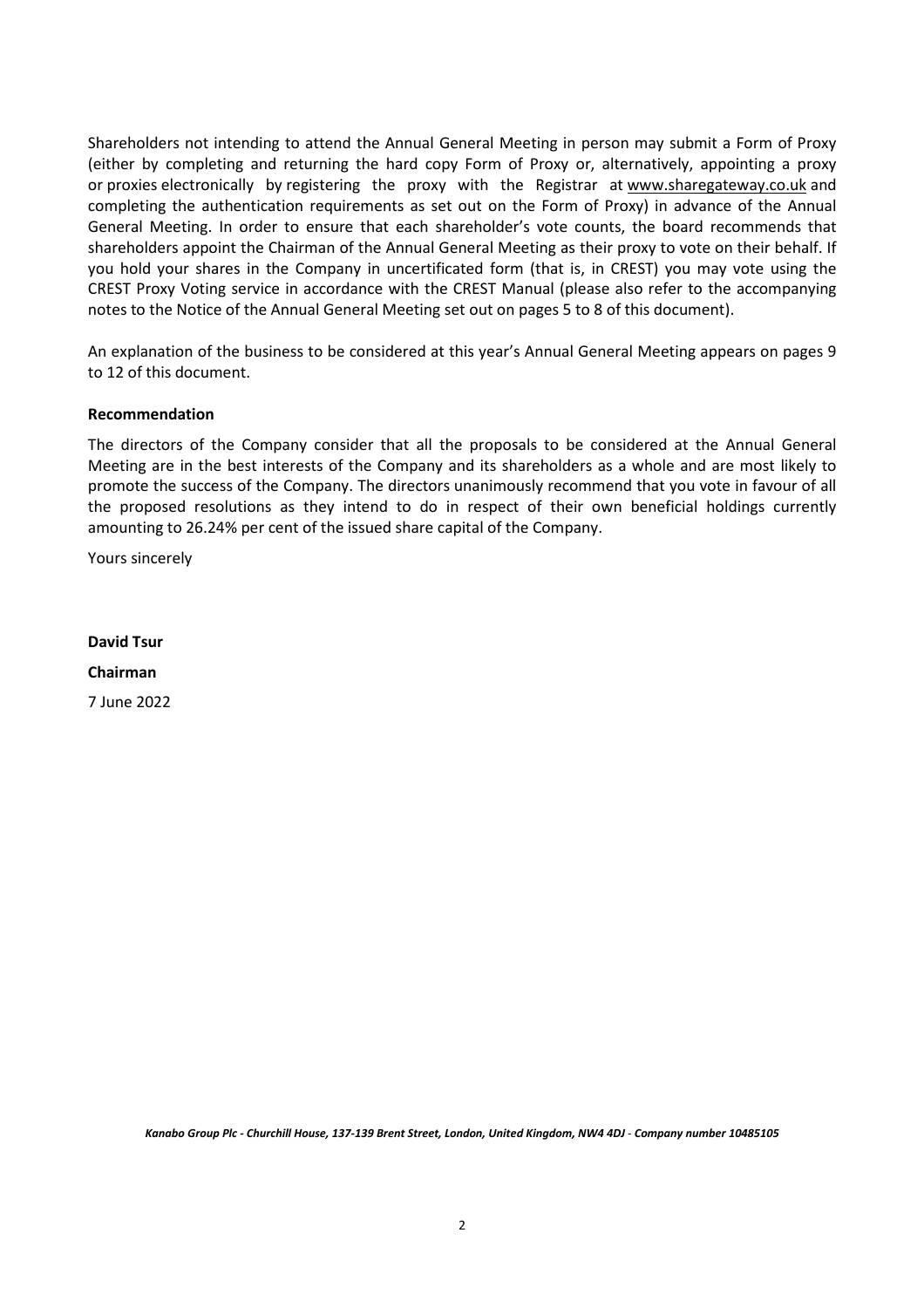Shareholders not intending to attend the Annual General Meeting in person may submit a Form of Proxy (either by completing and returning the hard copy Form of Proxy or, alternatively, appointing a proxy or proxies electronically by registering the proxy with the Registrar at www.sharegateway.co.uk and completing the authentication requirements as set out on the Form of Proxy) in advance of the Annual General Meeting. In order to ensure that each shareholder's vote counts, the board recommends that shareholders appoint the Chairman of the Annual General Meeting as their proxy to vote on their behalf. If you hold your shares in the Company in uncertificated form (that is, in CREST) you may vote using the CREST Proxy Voting service in accordance with the CREST Manual (please also refer to the accompanying notes to the Notice of the Annual General Meeting set out on pages 5 to 8 of this document).

An explanation of the business to be considered at this year's Annual General Meeting appears on pages 9 to 12 of this document.

**Recommendation**

The directors of the Company consider that all the proposals to be considered at the Annual General Meeting are in the best interests of the Company and its shareholders as a whole and are most likely to promote the success of the Company. The directors unanimously recommend that you vote in favour of all the proposed resolutions as they intend to do in respect of their own beneficial holdings currently amounting to 26.24% per cent of the issued share capital of the Company.

Yours sincerely

**David Tsur**

**Chairman**

7 June 2022

*Kanabo Group Plc - Churchill House, 137-139 Brent Street, London, United Kingdom, NW4 4DJ - Company number 10485105*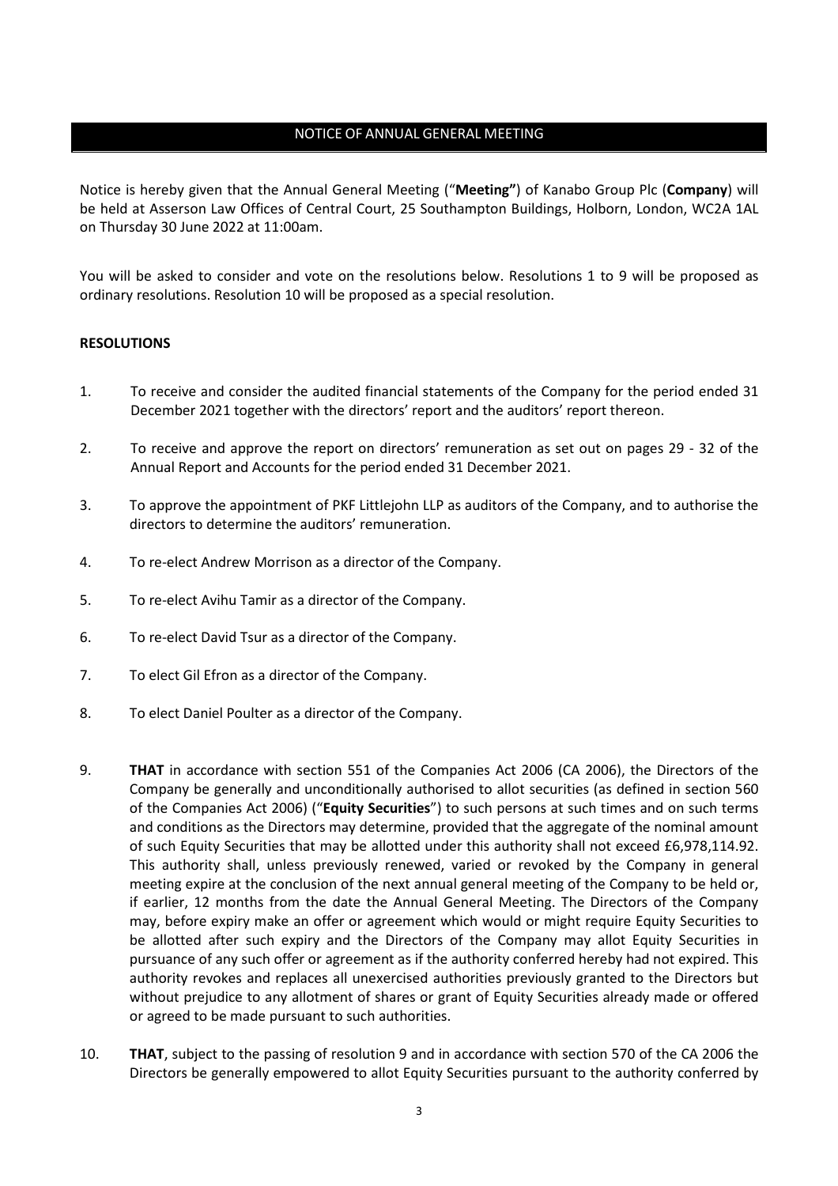## NOTICE OF ANNUAL GENERAL MEETING

Notice is hereby given that the Annual General Meeting ("**Meeting"**) of Kanabo Group Plc (**Company**) will be held at Asserson Law Offices of Central Court, 25 Southampton Buildings, Holborn, London, WC2A 1AL on Thursday 30 June 2022 at 11:00am.

You will be asked to consider and vote on the resolutions below. Resolutions 1 to 9 will be proposed as ordinary resolutions. Resolution 10 will be proposed as a special resolution.

**RESOLUTIONS**

1. To receive and consider the audited financial statements of the Company for the period ended 31 December 2021 together with the directors' report and the auditors' report thereon.

2. To receive and approve the report on directors' remuneration as set out on pages 29 - 32 of the Annual Report and Accounts for the period ended 31 December 2021.

3. To approve the appointment of PKF Littlejohn LLP as auditors of the Company, and to authorise the directors to determine the auditors' remuneration.

4. To re-elect Andrew Morrison as a director of the Company.

5. To re-elect Avihu Tamir as a director of the Company.

6. To re-elect David Tsur as a director of the Company.

7. To elect Gil Efron as a director of the Company.

8. To elect Daniel Poulter as a director of the Company.

9. **THAT** in accordance with section 551 of the Companies Act 2006 (CA 2006), the Directors of the Company be generally and unconditionally authorised to allot securities (as defined in section 560 of the Companies Act 2006) ("**Equity Securities**") to such persons at such times and on such terms and conditions as the Directors may determine, provided that the aggregate of the nominal amount of such Equity Securities that may be allotted under this authority shall not exceed £6,978,114.92. This authority shall, unless previously renewed, varied or revoked by the Company in general meeting expire at the conclusion of the next annual general meeting of the Company to be held or, if earlier, 12 months from the date the Annual General Meeting. The Directors of the Company may, before expiry make an offer or agreement which would or might require Equity Securities to be allotted after such expiry and the Directors of the Company may allot Equity Securities in pursuance of any such offer or agreement as if the authority conferred hereby had not expired. This authority revokes and replaces all unexercised authorities previously granted to the Directors but without prejudice to any allotment of shares or grant of Equity Securities already made or offered or agreed to be made pursuant to such authorities.

10. **THAT**, subject to the passing of resolution 9 and in accordance with section 570 of the CA 2006 the Directors be generally empowered to allot Equity Securities pursuant to the authority conferred by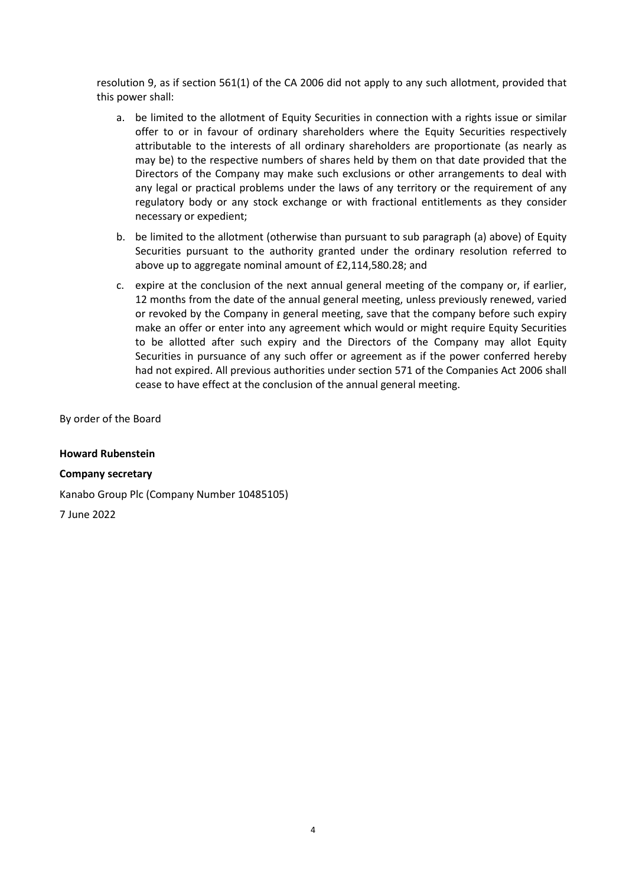resolution 9, as if section 561(1) of the CA 2006 did not apply to any such allotment, provided that this power shall:

a. be limited to the allotment of Equity Securities in connection with a rights issue or similar offer to or in favour of ordinary shareholders where the Equity Securities respectively attributable to the interests of all ordinary shareholders are proportionate (as nearly as may be) to the respective numbers of shares held by them on that date provided that the Directors of the Company may make such exclusions or other arrangements to deal with any legal or practical problems under the laws of any territory or the requirement of any regulatory body or any stock exchange or with fractional entitlements as they consider necessary or expedient;

b. be limited to the allotment (otherwise than pursuant to sub paragraph (a) above) of Equity Securities pursuant to the authority granted under the ordinary resolution referred to above up to aggregate nominal amount of £2,114,580.28; and

c. expire at the conclusion of the next annual general meeting of the company or, if earlier, 12 months from the date of the annual general meeting, unless previously renewed, varied or revoked by the Company in general meeting, save that the company before such expiry make an offer or enter into any agreement which would or might require Equity Securities to be allotted after such expiry and the Directors of the Company may allot Equity Securities in pursuance of any such offer or agreement as if the power conferred hereby had not expired. All previous authorities under section 571 of the Companies Act 2006 shall cease to have effect at the conclusion of the annual general meeting.

By order of the Board

**Howard Rubenstein**

**Company secretary**

Kanabo Group Plc (Company Number 10485105)

7 June 2022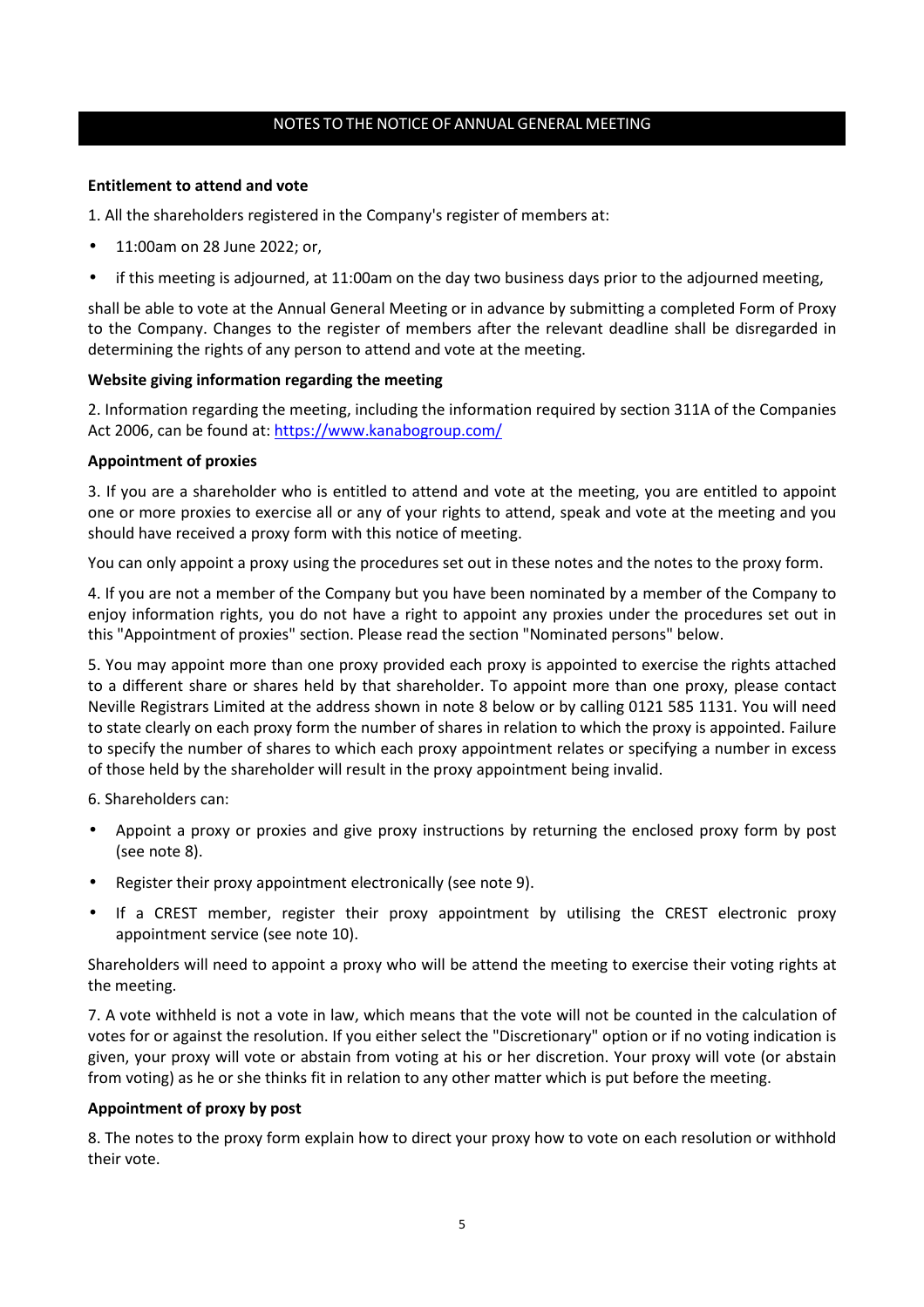## NOTES TO THE NOTICE OF ANNUAL GENERAL MEETING

**Entitlement to attend and vote**

1. All the shareholders registered in the Company's register of members at:

- 11:00am on 28 June 2022; or,
- if this meeting is adjourned, at 11:00am on the day two business days prior to the adjourned meeting,

shall be able to vote at the Annual General Meeting or in advance by submitting a completed Form of Proxy to the Company. Changes to the register of members after the relevant deadline shall be disregarded in determining the rights of any person to attend and vote at the meeting.

**Website giving information regarding the meeting**

2. Information regarding the meeting, including the information required by section 311A of the Companies Act 2006, can be found at: https://www.kanabogroup.com/

**Appointment of proxies**

3. If you are a shareholder who is entitled to attend and vote at the meeting, you are entitled to appoint one or more proxies to exercise all or any of your rights to attend, speak and vote at the meeting and you should have received a proxy form with this notice of meeting.

You can only appoint a proxy using the procedures set out in these notes and the notes to the proxy form.

4. If you are not a member of the Company but you have been nominated by a member of the Company to enjoy information rights, you do not have a right to appoint any proxies under the procedures set out in this "Appointment of proxies" section. Please read the section "Nominated persons" below.

5. You may appoint more than one proxy provided each proxy is appointed to exercise the rights attached to a different share or shares held by that shareholder. To appoint more than one proxy, please contact Neville Registrars Limited at the address shown in note 8 below or by calling 0121 585 1131. You will need to state clearly on each proxy form the number of shares in relation to which the proxy is appointed. Failure to specify the number of shares to which each proxy appointment relates or specifying a number in excess of those held by the shareholder will result in the proxy appointment being invalid.

6. Shareholders can:

- Appoint a proxy or proxies and give proxy instructions by returning the enclosed proxy form by post (see note 8).
- Register their proxy appointment electronically (see note 9).
- If a CREST member, register their proxy appointment by utilising the CREST electronic proxy appointment service (see note 10).

Shareholders will need to appoint a proxy who will be attend the meeting to exercise their voting rights at the meeting.

7. A vote withheld is not a vote in law, which means that the vote will not be counted in the calculation of votes for or against the resolution. If you either select the "Discretionary" option or if no voting indication is given, your proxy will vote or abstain from voting at his or her discretion. Your proxy will vote (or abstain from voting) as he or she thinks fit in relation to any other matter which is put before the meeting.

**Appointment of proxy by post**

8. The notes to the proxy form explain how to direct your proxy how to vote on each resolution or withhold their vote.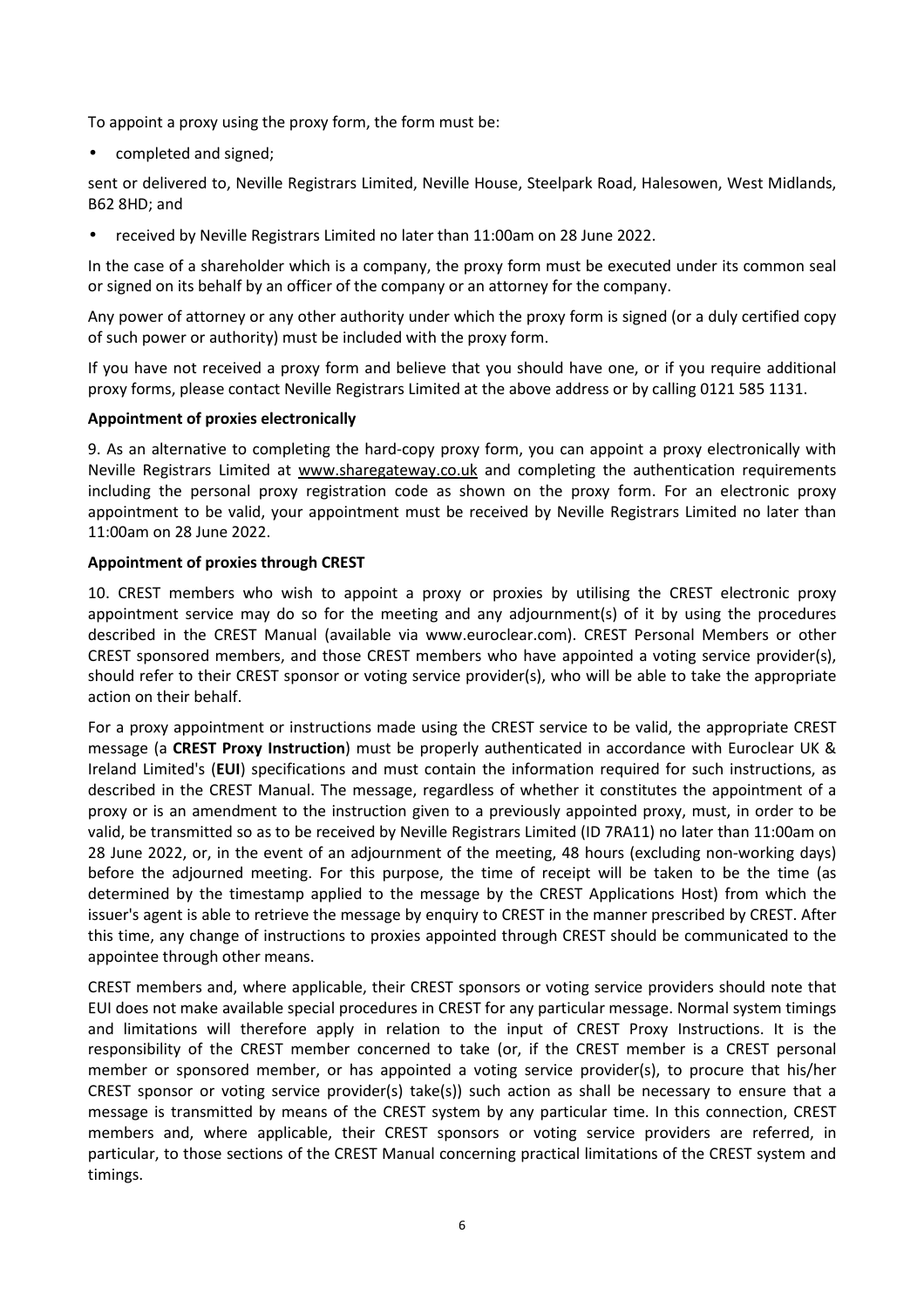To appoint a proxy using the proxy form, the form must be:

- completed and signed;

sent or delivered to, Neville Registrars Limited, Neville House, Steelpark Road, Halesowen, West Midlands, B62 8HD; and

- received by Neville Registrars Limited no later than 11:00am on 28 June 2022.

In the case of a shareholder which is a company, the proxy form must be executed under its common seal or signed on its behalf by an officer of the company or an attorney for the company.

Any power of attorney or any other authority under which the proxy form is signed (or a duly certified copy of such power or authority) must be included with the proxy form.

If you have not received a proxy form and believe that you should have one, or if you require additional proxy forms, please contact Neville Registrars Limited at the above address or by calling 0121 585 1131.

**Appointment of proxies electronically**

9. As an alternative to completing the hard-copy proxy form, you can appoint a proxy electronically with Neville Registrars Limited at www.sharegateway.co.uk and completing the authentication requirements including the personal proxy registration code as shown on the proxy form. For an electronic proxy appointment to be valid, your appointment must be received by Neville Registrars Limited no later than 11:00am on 28 June 2022.

**Appointment of proxies through CREST**

10. CREST members who wish to appoint a proxy or proxies by utilising the CREST electronic proxy appointment service may do so for the meeting and any adjournment(s) of it by using the procedures described in the CREST Manual (available via www.euroclear.com). CREST Personal Members or other CREST sponsored members, and those CREST members who have appointed a voting service provider(s), should refer to their CREST sponsor or voting service provider(s), who will be able to take the appropriate action on their behalf.

For a proxy appointment or instructions made using the CREST service to be valid, the appropriate CREST message (a **CREST Proxy Instruction**) must be properly authenticated in accordance with Euroclear UK & Ireland Limited's (**EUI**) specifications and must contain the information required for such instructions, as described in the CREST Manual. The message, regardless of whether it constitutes the appointment of a proxy or is an amendment to the instruction given to a previously appointed proxy, must, in order to be valid, be transmitted so as to be received by Neville Registrars Limited (ID 7RA11) no later than 11:00am on 28 June 2022, or, in the event of an adjournment of the meeting, 48 hours (excluding non-working days) before the adjourned meeting. For this purpose, the time of receipt will be taken to be the time (as determined by the timestamp applied to the message by the CREST Applications Host) from which the issuer's agent is able to retrieve the message by enquiry to CREST in the manner prescribed by CREST. After this time, any change of instructions to proxies appointed through CREST should be communicated to the appointee through other means.

CREST members and, where applicable, their CREST sponsors or voting service providers should note that EUI does not make available special procedures in CREST for any particular message. Normal system timings and limitations will therefore apply in relation to the input of CREST Proxy Instructions. It is the responsibility of the CREST member concerned to take (or, if the CREST member is a CREST personal member or sponsored member, or has appointed a voting service provider(s), to procure that his/her CREST sponsor or voting service provider(s) take(s)) such action as shall be necessary to ensure that a message is transmitted by means of the CREST system by any particular time. In this connection, CREST members and, where applicable, their CREST sponsors or voting service providers are referred, in particular, to those sections of the CREST Manual concerning practical limitations of the CREST system and timings.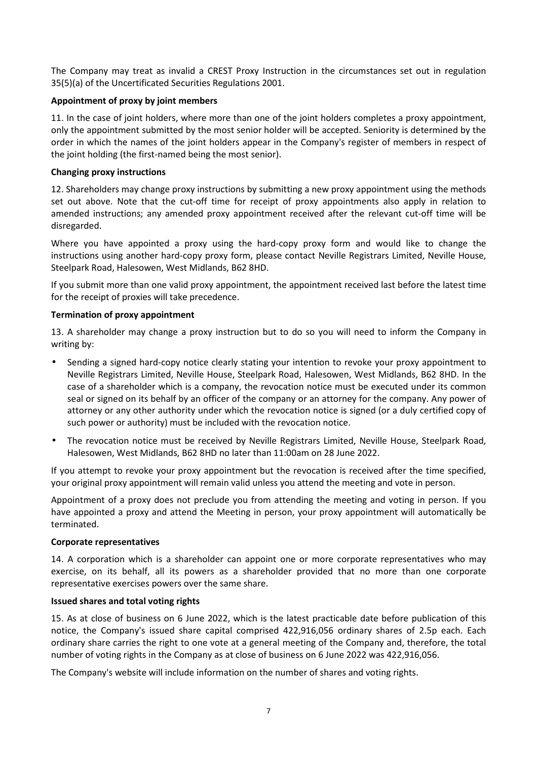The Company may treat as invalid a CREST Proxy Instruction in the circumstances set out in regulation 35(5)(a) of the Uncertificated Securities Regulations 2001.

**Appointment of proxy by joint members**

11. In the case of joint holders, where more than one of the joint holders completes a proxy appointment, only the appointment submitted by the most senior holder will be accepted. Seniority is determined by the order in which the names of the joint holders appear in the Company's register of members in respect of the joint holding (the first-named being the most senior).

**Changing proxy instructions**

12. Shareholders may change proxy instructions by submitting a new proxy appointment using the methods set out above. Note that the cut-off time for receipt of proxy appointments also apply in relation to amended instructions; any amended proxy appointment received after the relevant cut-off time will be disregarded.

Where you have appointed a proxy using the hard-copy proxy form and would like to change the instructions using another hard-copy proxy form, please contact Neville Registrars Limited, Neville House, Steelpark Road, Halesowen, West Midlands, B62 8HD.

If you submit more than one valid proxy appointment, the appointment received last before the latest time for the receipt of proxies will take precedence.

**Termination of proxy appointment**

13. A shareholder may change a proxy instruction but to do so you will need to inform the Company in writing by:

- Sending a signed hard-copy notice clearly stating your intention to revoke your proxy appointment to Neville Registrars Limited, Neville House, Steelpark Road, Halesowen, West Midlands, B62 8HD. In the case of a shareholder which is a company, the revocation notice must be executed under its common seal or signed on its behalf by an officer of the company or an attorney for the company. Any power of attorney or any other authority under which the revocation notice is signed (or a duly certified copy of such power or authority) must be included with the revocation notice.
- The revocation notice must be received by Neville Registrars Limited, Neville House, Steelpark Road, Halesowen, West Midlands, B62 8HD no later than 11:00am on 28 June 2022.

If you attempt to revoke your proxy appointment but the revocation is received after the time specified, your original proxy appointment will remain valid unless you attend the meeting and vote in person.

Appointment of a proxy does not preclude you from attending the meeting and voting in person. If you have appointed a proxy and attend the Meeting in person, your proxy appointment will automatically be terminated.

**Corporate representatives**

14. A corporation which is a shareholder can appoint one or more corporate representatives who may exercise, on its behalf, all its powers as a shareholder provided that no more than one corporate representative exercises powers over the same share.

**Issued shares and total voting rights**

15. As at close of business on 6 June 2022, which is the latest practicable date before publication of this notice, the Company's issued share capital comprised 422,916,056 ordinary shares of 2.5p each. Each ordinary share carries the right to one vote at a general meeting of the Company and, therefore, the total number of voting rights in the Company as at close of business on 6 June 2022 was 422,916,056.

The Company's website will include information on the number of shares and voting rights.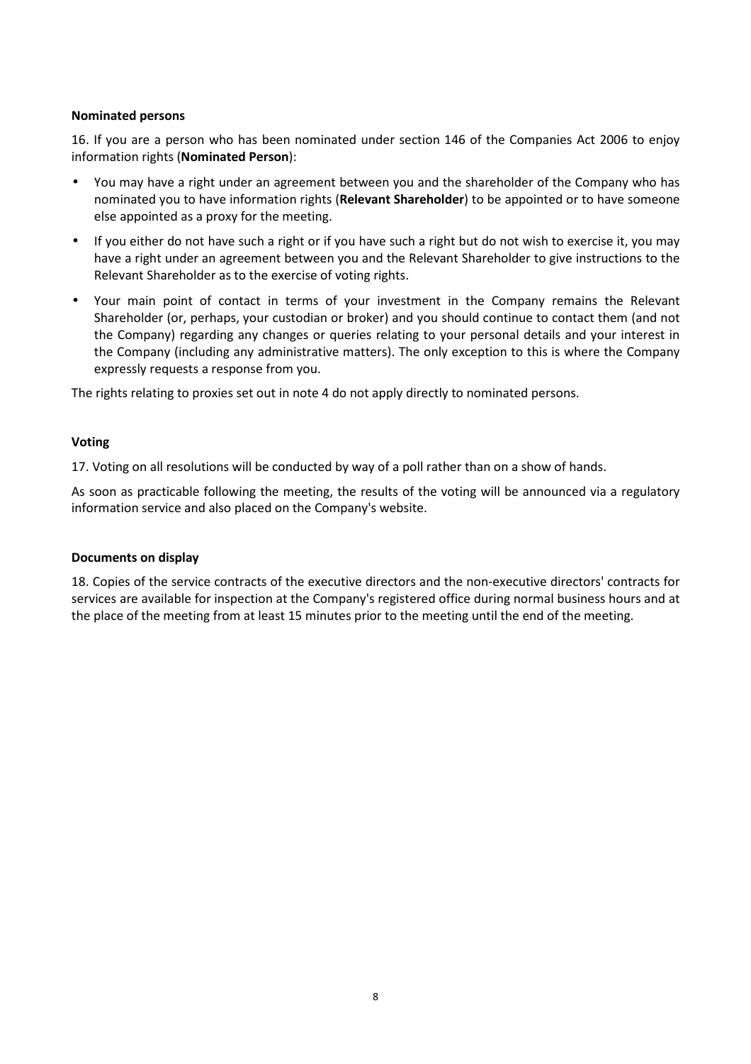**Nominated persons**

16. If you are a person who has been nominated under section 146 of the Companies Act 2006 to enjoy information rights (**Nominated Person**):

- You may have a right under an agreement between you and the shareholder of the Company who has nominated you to have information rights (**Relevant Shareholder**) to be appointed or to have someone else appointed as a proxy for the meeting.
- If you either do not have such a right or if you have such a right but do not wish to exercise it, you may have a right under an agreement between you and the Relevant Shareholder to give instructions to the Relevant Shareholder as to the exercise of voting rights.
- Your main point of contact in terms of your investment in the Company remains the Relevant Shareholder (or, perhaps, your custodian or broker) and you should continue to contact them (and not the Company) regarding any changes or queries relating to your personal details and your interest in the Company (including any administrative matters). The only exception to this is where the Company expressly requests a response from you.

The rights relating to proxies set out in note 4 do not apply directly to nominated persons.

**Voting**

17. Voting on all resolutions will be conducted by way of a poll rather than on a show of hands.

As soon as practicable following the meeting, the results of the voting will be announced via a regulatory information service and also placed on the Company's website.

**Documents on display**

18. Copies of the service contracts of the executive directors and the non-executive directors' contracts for services are available for inspection at the Company's registered office during normal business hours and at the place of the meeting from at least 15 minutes prior to the meeting until the end of the meeting.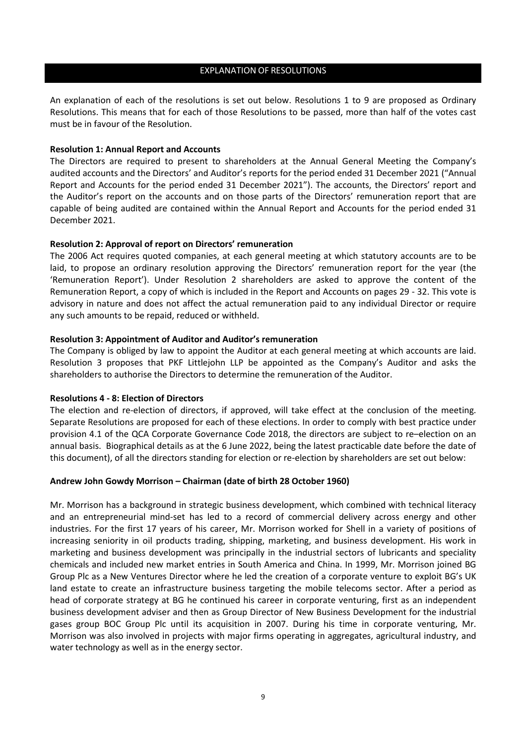## EXPLANATION OF RESOLUTIONS

An explanation of each of the resolutions is set out below. Resolutions 1 to 9 are proposed as Ordinary Resolutions. This means that for each of those Resolutions to be passed, more than half of the votes cast must be in favour of the Resolution.

**Resolution 1: Annual Report and Accounts**

The Directors are required to present to shareholders at the Annual General Meeting the Company's audited accounts and the Directors' and Auditor's reports for the period ended 31 December 2021 ("Annual Report and Accounts for the period ended 31 December 2021"). The accounts, the Directors' report and the Auditor's report on the accounts and on those parts of the Directors' remuneration report that are capable of being audited are contained within the Annual Report and Accounts for the period ended 31 December 2021.

**Resolution 2: Approval of report on Directors' remuneration**

The 2006 Act requires quoted companies, at each general meeting at which statutory accounts are to be laid, to propose an ordinary resolution approving the Directors' remuneration report for the year (the 'Remuneration Report'). Under Resolution 2 shareholders are asked to approve the content of the Remuneration Report, a copy of which is included in the Report and Accounts on pages 29 - 32. This vote is advisory in nature and does not affect the actual remuneration paid to any individual Director or require any such amounts to be repaid, reduced or withheld.

**Resolution 3: Appointment of Auditor and Auditor's remuneration**

The Company is obliged by law to appoint the Auditor at each general meeting at which accounts are laid. Resolution 3 proposes that PKF Littlejohn LLP be appointed as the Company's Auditor and asks the shareholders to authorise the Directors to determine the remuneration of the Auditor.

**Resolutions 4 - 8: Election of Directors**

The election and re-election of directors, if approved, will take effect at the conclusion of the meeting. Separate Resolutions are proposed for each of these elections. In order to comply with best practice under provision 4.1 of the QCA Corporate Governance Code 2018, the directors are subject to re–election on an annual basis. Biographical details as at the 6 June 2022, being the latest practicable date before the date of this document), of all the directors standing for election or re-election by shareholders are set out below:

**Andrew John Gowdy Morrison – Chairman (date of birth 28 October 1960)**

Mr. Morrison has a background in strategic business development, which combined with technical literacy and an entrepreneurial mind-set has led to a record of commercial delivery across energy and other industries. For the first 17 years of his career, Mr. Morrison worked for Shell in a variety of positions of increasing seniority in oil products trading, shipping, marketing, and business development. His work in marketing and business development was principally in the industrial sectors of lubricants and speciality chemicals and included new market entries in South America and China. In 1999, Mr. Morrison joined BG Group Plc as a New Ventures Director where he led the creation of a corporate venture to exploit BG's UK land estate to create an infrastructure business targeting the mobile telecoms sector. After a period as head of corporate strategy at BG he continued his career in corporate venturing, first as an independent business development adviser and then as Group Director of New Business Development for the industrial gases group BOC Group Plc until its acquisition in 2007. During his time in corporate venturing, Mr. Morrison was also involved in projects with major firms operating in aggregates, agricultural industry, and water technology as well as in the energy sector.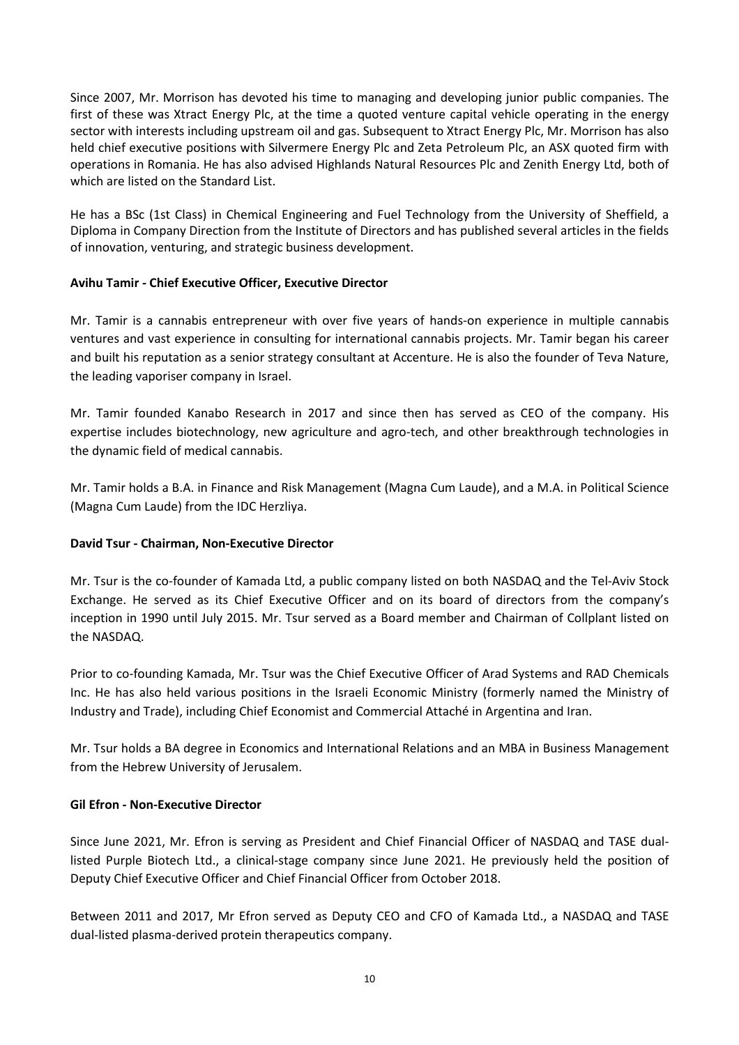Since 2007, Mr. Morrison has devoted his time to managing and developing junior public companies. The first of these was Xtract Energy Plc, at the time a quoted venture capital vehicle operating in the energy sector with interests including upstream oil and gas. Subsequent to Xtract Energy Plc, Mr. Morrison has also held chief executive positions with Silvermere Energy Plc and Zeta Petroleum Plc, an ASX quoted firm with operations in Romania. He has also advised Highlands Natural Resources Plc and Zenith Energy Ltd, both of which are listed on the Standard List.

He has a BSc (1st Class) in Chemical Engineering and Fuel Technology from the University of Sheffield, a Diploma in Company Direction from the Institute of Directors and has published several articles in the fields of innovation, venturing, and strategic business development.

**Avihu Tamir - Chief Executive Officer, Executive Director**

Mr. Tamir is a cannabis entrepreneur with over five years of hands-on experience in multiple cannabis ventures and vast experience in consulting for international cannabis projects. Mr. Tamir began his career and built his reputation as a senior strategy consultant at Accenture. He is also the founder of Teva Nature, the leading vaporiser company in Israel.

Mr. Tamir founded Kanabo Research in 2017 and since then has served as CEO of the company. His expertise includes biotechnology, new agriculture and agro-tech, and other breakthrough technologies in the dynamic field of medical cannabis.

Mr. Tamir holds a B.A. in Finance and Risk Management (Magna Cum Laude), and a M.A. in Political Science (Magna Cum Laude) from the IDC Herzliya.

**David Tsur - Chairman, Non-Executive Director**

Mr. Tsur is the co-founder of Kamada Ltd, a public company listed on both NASDAQ and the Tel-Aviv Stock Exchange. He served as its Chief Executive Officer and on its board of directors from the company's inception in 1990 until July 2015. Mr. Tsur served as a Board member and Chairman of Collplant listed on the NASDAQ.

Prior to co-founding Kamada, Mr. Tsur was the Chief Executive Officer of Arad Systems and RAD Chemicals Inc. He has also held various positions in the Israeli Economic Ministry (formerly named the Ministry of Industry and Trade), including Chief Economist and Commercial Attaché in Argentina and Iran.

Mr. Tsur holds a BA degree in Economics and International Relations and an MBA in Business Management from the Hebrew University of Jerusalem.

**Gil Efron - Non-Executive Director**

Since June 2021, Mr. Efron is serving as President and Chief Financial Officer of NASDAQ and TASE dual-listed Purple Biotech Ltd., a clinical-stage company since June 2021. He previously held the position of Deputy Chief Executive Officer and Chief Financial Officer from October 2018.

Between 2011 and 2017, Mr Efron served as Deputy CEO and CFO of Kamada Ltd., a NASDAQ and TASE dual-listed plasma-derived protein therapeutics company.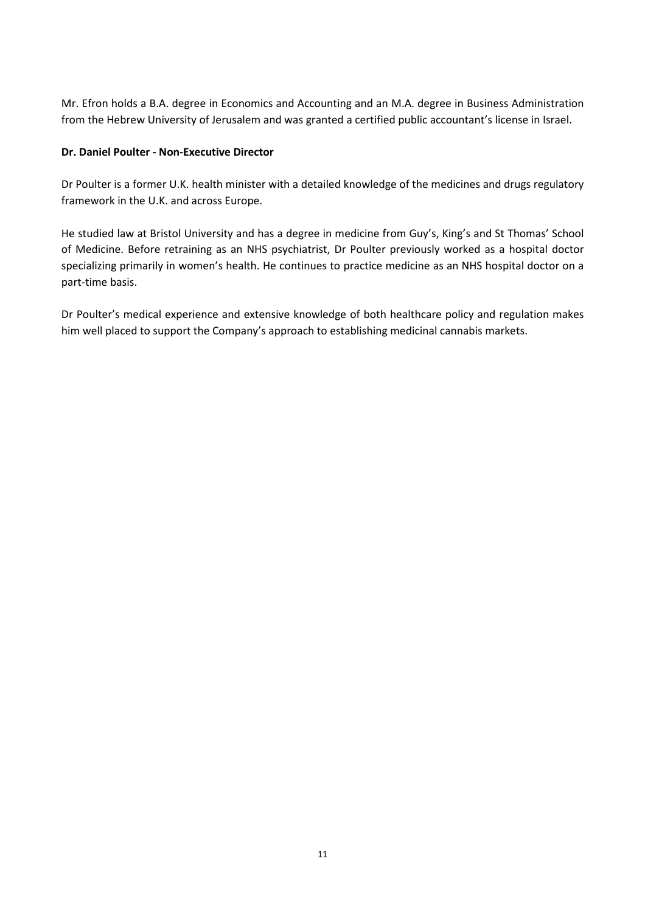Mr. Efron holds a B.A. degree in Economics and Accounting and an M.A. degree in Business Administration from the Hebrew University of Jerusalem and was granted a certified public accountant's license in Israel.

**Dr. Daniel Poulter - Non-Executive Director**

Dr Poulter is a former U.K. health minister with a detailed knowledge of the medicines and drugs regulatory framework in the U.K. and across Europe.

He studied law at Bristol University and has a degree in medicine from Guy's, King's and St Thomas' School of Medicine. Before retraining as an NHS psychiatrist, Dr Poulter previously worked as a hospital doctor specializing primarily in women's health. He continues to practice medicine as an NHS hospital doctor on a part-time basis.

Dr Poulter's medical experience and extensive knowledge of both healthcare policy and regulation makes him well placed to support the Company's approach to establishing medicinal cannabis markets.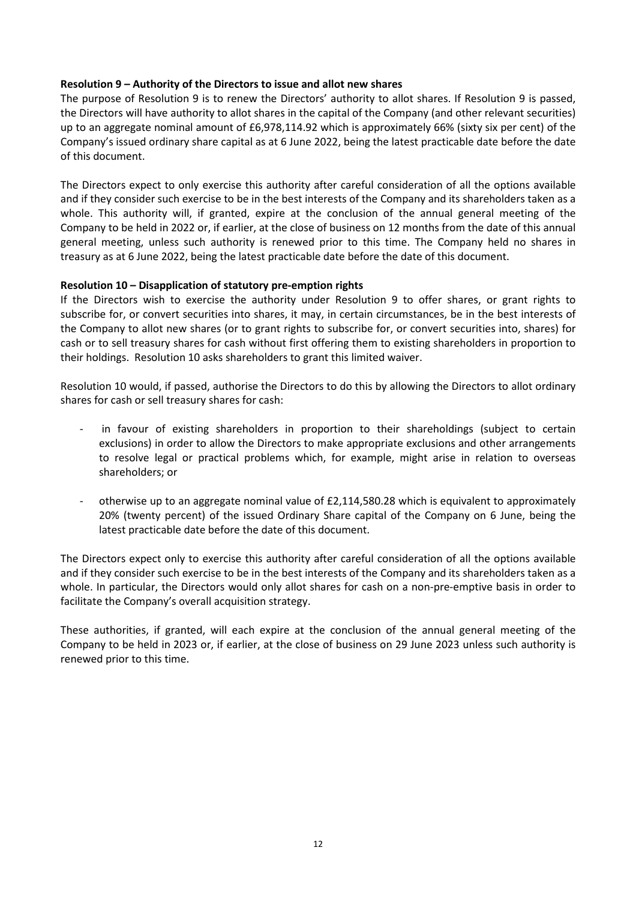**Resolution 9 – Authority of the Directors to issue and allot new shares**

The purpose of Resolution 9 is to renew the Directors' authority to allot shares. If Resolution 9 is passed, the Directors will have authority to allot shares in the capital of the Company (and other relevant securities) up to an aggregate nominal amount of £6,978,114.92 which is approximately 66% (sixty six per cent) of the Company's issued ordinary share capital as at 6 June 2022, being the latest practicable date before the date of this document.

The Directors expect to only exercise this authority after careful consideration of all the options available and if they consider such exercise to be in the best interests of the Company and its shareholders taken as a whole. This authority will, if granted, expire at the conclusion of the annual general meeting of the Company to be held in 2022 or, if earlier, at the close of business on 12 months from the date of this annual general meeting, unless such authority is renewed prior to this time. The Company held no shares in treasury as at 6 June 2022, being the latest practicable date before the date of this document.

**Resolution 10 – Disapplication of statutory pre-emption rights**

If the Directors wish to exercise the authority under Resolution 9 to offer shares, or grant rights to subscribe for, or convert securities into shares, it may, in certain circumstances, be in the best interests of the Company to allot new shares (or to grant rights to subscribe for, or convert securities into, shares) for cash or to sell treasury shares for cash without first offering them to existing shareholders in proportion to their holdings. Resolution 10 asks shareholders to grant this limited waiver.

Resolution 10 would, if passed, authorise the Directors to do this by allowing the Directors to allot ordinary shares for cash or sell treasury shares for cash:

- in favour of existing shareholders in proportion to their shareholdings (subject to certain exclusions) in order to allow the Directors to make appropriate exclusions and other arrangements to resolve legal or practical problems which, for example, might arise in relation to overseas shareholders; or
- otherwise up to an aggregate nominal value of £2,114,580.28 which is equivalent to approximately 20% (twenty percent) of the issued Ordinary Share capital of the Company on 6 June, being the latest practicable date before the date of this document.

The Directors expect only to exercise this authority after careful consideration of all the options available and if they consider such exercise to be in the best interests of the Company and its shareholders taken as a whole. In particular, the Directors would only allot shares for cash on a non-pre-emptive basis in order to facilitate the Company's overall acquisition strategy.

These authorities, if granted, will each expire at the conclusion of the annual general meeting of the Company to be held in 2023 or, if earlier, at the close of business on 29 June 2023 unless such authority is renewed prior to this time.